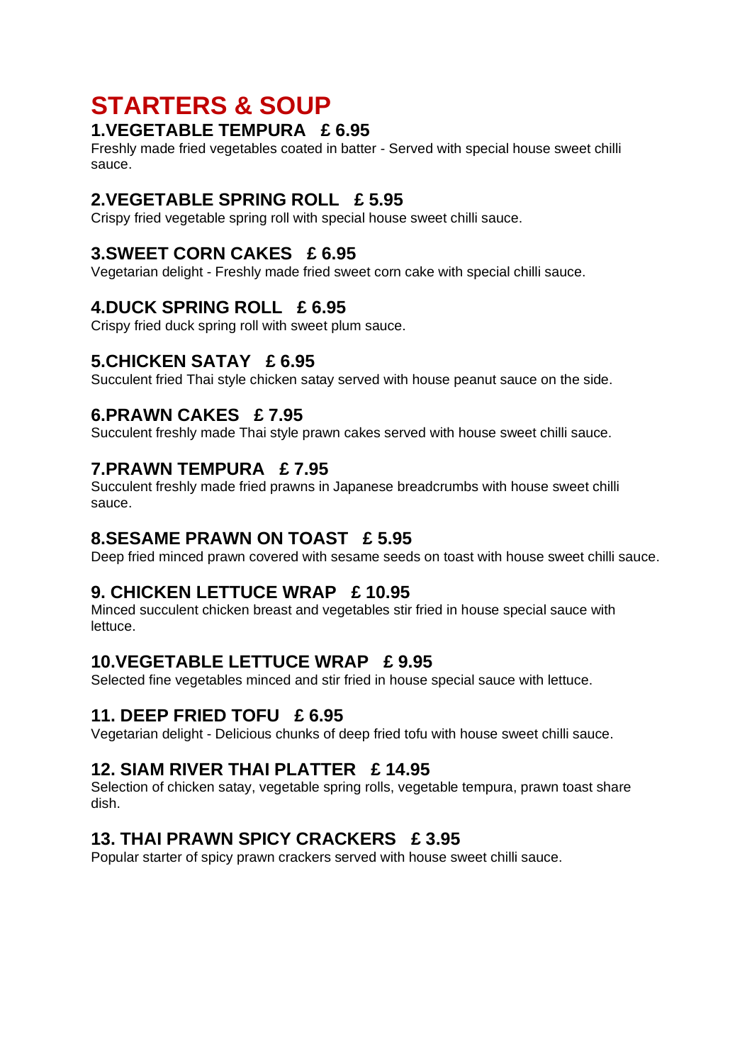# STARTERS & SOUP

### 1.VEGETABLE TEMPURA £ 6.95

Freshly made fried vegetables coated in batter - Served with special house sweet chilli sauce.

### 2.VEGETABLE SPRING ROLL £ 5.95

Crispy fried vegetable spring roll with special house sweet chilli sauce.

### 3.SWEET CORN CAKES £ 6.95

Vegetarian delight - Freshly made fried sweet corn cake with special chilli sauce.

### 4.DUCK SPRING ROLL £ 6.95

Crispy fried duck spring roll with sweet plum sauce.

### 5.CHICKEN SATAY £ 6.95

Succulent fried Thai style chicken satay served with house peanut sauce on the side.

### 6.PRAWN CAKES £ 7.95

Succulent freshly made Thai style prawn cakes served with house sweet chilli sauce.

### 7.PRAWN TEMPURA £ 7.95

Succulent freshly made fried prawns in Japanese breadcrumbs with house sweet chilli sauce.

### 8.SESAME PRAWN ON TOAST £ 5.95

Deep fried minced prawn covered with sesame seeds on toast with house sweet chilli sauce.

### 9. CHICKEN LETTUCE WRAP £ 10.95

Minced succulent chicken breast and vegetables stir fried in house special sauce with lettuce.

### 10.VEGETABLE LETTUCE WRAP £ 9.95

Selected fine vegetables minced and stir fried in house special sauce with lettuce.

### 11. DEEP FRIED TOFU £ 6.95

Vegetarian delight - Delicious chunks of deep fried tofu with house sweet chilli sauce.

### 12. SIAM RIVER THAI PLATTER £ 14.95

Selection of chicken satay, vegetable spring rolls, vegetable tempura, prawn toast share dish.

### 13. THAI PRAWN SPICY CRACKERS £ 3.95

Popular starter of spicy prawn crackers served with house sweet chilli sauce.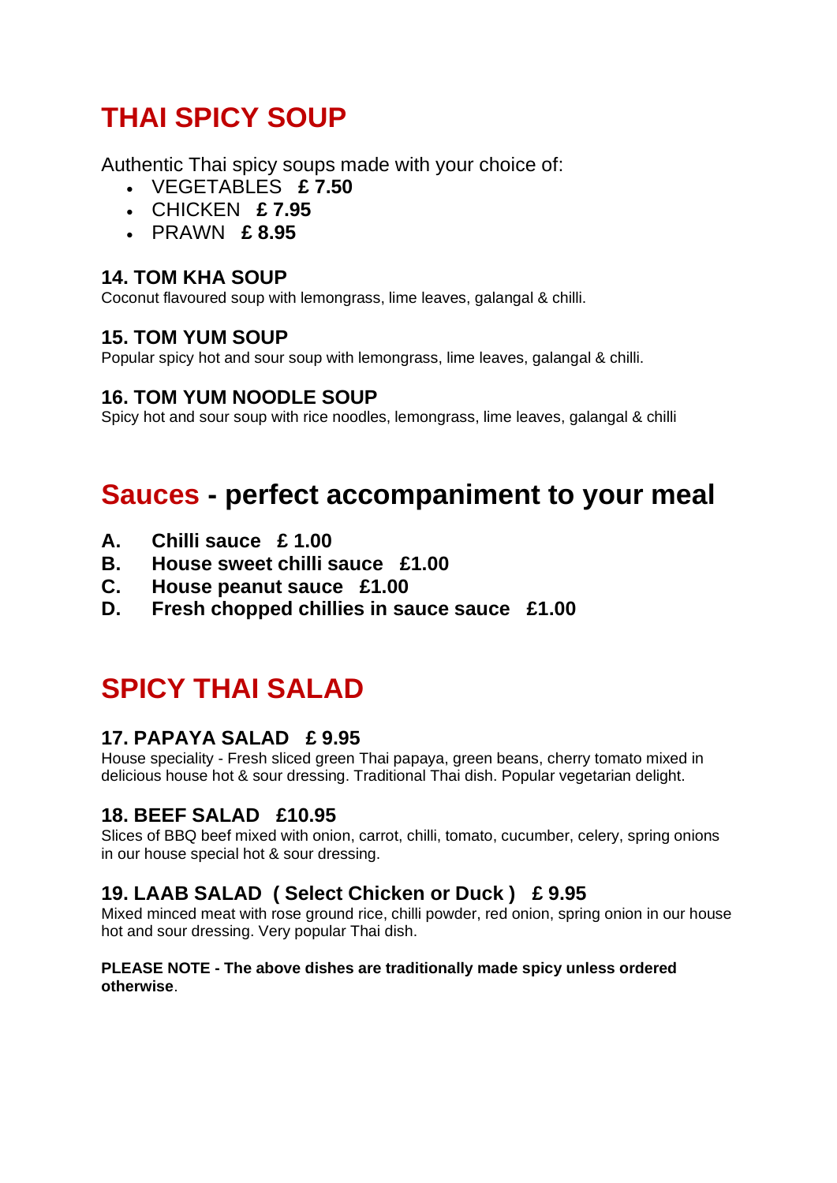# THAI SPICY SOUP

Authentic Thai spicy soups made with your choice of:

- VEGETABLES **£ 7.50**
- CHICKEN **£ 7.95**
- PRAWN **£ 8.95**

### 14. TOM KHA SOUP

Coconut flavoured soup with lemongrass, lime leaves, galangal & chilli.

### 15. TOM YUM SOUP

Popular spicy hot and sour soup with lemongrass, lime leaves, galangal & chilli.

### 16. TOM YUM NOODLE SOUP

Spicy hot and sour soup with rice noodles, lemongrass, lime leaves, galangal & chilli

# Sauces - perfect accompaniment to your meal

**A. Chilli sauce £ 1.00**
**B. House sweet chilli sauce £1.00**
**C. House peanut sauce £1.00**
**D. Fresh chopped chillies in sauce sauce £1.00**

# SPICY THAI SALAD

### 17. PAPAYA SALAD £ 9.95

House speciality - Fresh sliced green Thai papaya, green beans, cherry tomato mixed in delicious house hot & sour dressing. Traditional Thai dish. Popular vegetarian delight.

### 18. BEEF SALAD £10.95

Slices of BBQ beef mixed with onion, carrot, chilli, tomato, cucumber, celery, spring onions in our house special hot & sour dressing.

### 19. LAAB SALAD ( Select Chicken or Duck ) £ 9.95

Mixed minced meat with rose ground rice, chilli powder, red onion, spring onion in our house hot and sour dressing. Very popular Thai dish.

**PLEASE NOTE - The above dishes are traditionally made spicy unless ordered otherwise**.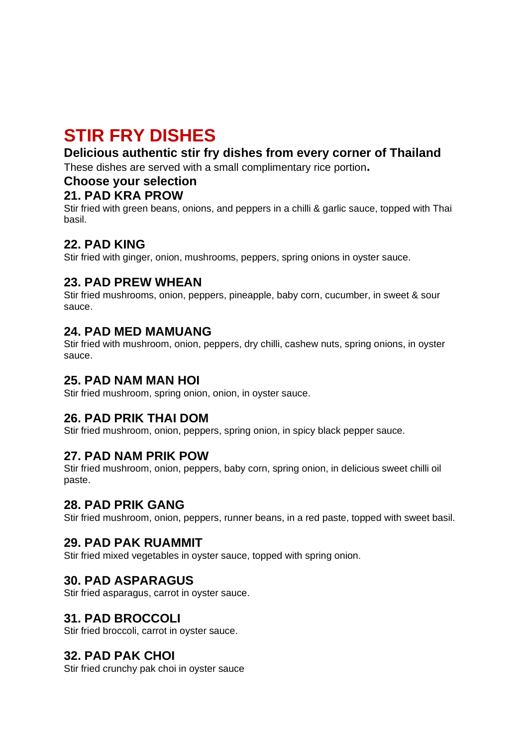# STIR FRY DISHES

### Delicious authentic stir fry dishes from every corner of Thailand

These dishes are served with a small complimentary rice portion**.**

### Choose your selection

### 21. PAD KRA PROW

Stir fried with green beans, onions, and peppers in a chilli & garlic sauce, topped with Thai basil.

### 22. PAD KING

Stir fried with ginger, onion, mushrooms, peppers, spring onions in oyster sauce.

### 23. PAD PREW WHEAN

Stir fried mushrooms, onion, peppers, pineapple, baby corn, cucumber, in sweet & sour sauce.

### 24. PAD MED MAMUANG

Stir fried with mushroom, onion, peppers, dry chilli, cashew nuts, spring onions, in oyster sauce.

### 25. PAD NAM MAN HOI

Stir fried mushroom, spring onion, onion, in oyster sauce.

### 26. PAD PRIK THAI DOM

Stir fried mushroom, onion, peppers, spring onion, in spicy black pepper sauce.

### 27. PAD NAM PRIK POW

Stir fried mushroom, onion, peppers, baby corn, spring onion, in delicious sweet chilli oil paste.

### 28. PAD PRIK GANG

Stir fried mushroom, onion, peppers, runner beans, in a red paste, topped with sweet basil.

### 29. PAD PAK RUAMMIT

Stir fried mixed vegetables in oyster sauce, topped with spring onion.

### 30. PAD ASPARAGUS

Stir fried asparagus, carrot in oyster sauce.

### 31. PAD BROCCOLI

Stir fried broccoli, carrot in oyster sauce.

### 32. PAD PAK CHOI

Stir fried crunchy pak choi in oyster sauce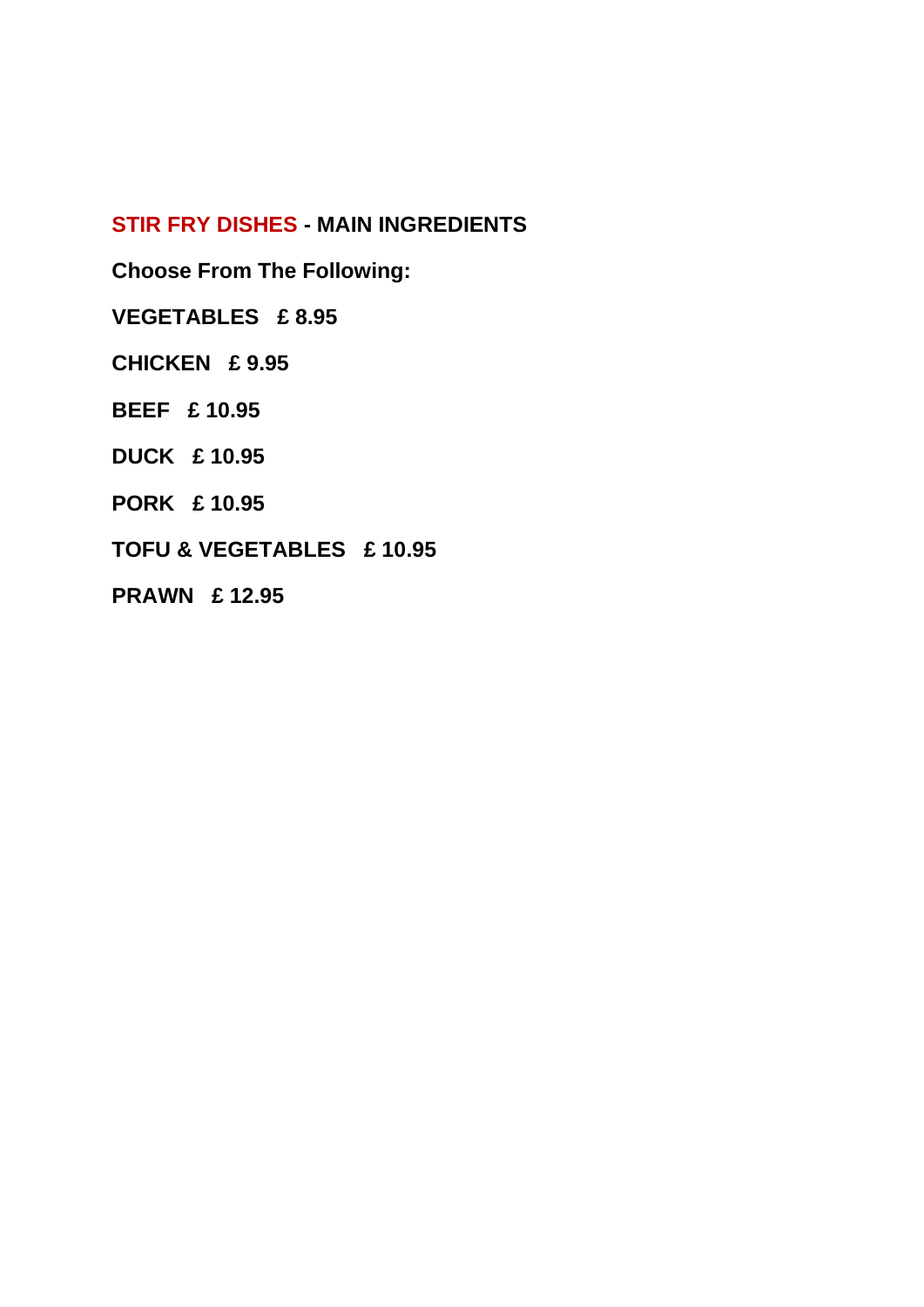## STIR FRY DISHES - MAIN INGREDIENTS

**Choose From The Following:**

**VEGETABLES £ 8.95**

**CHICKEN £ 9.95**

**BEEF £ 10.95**

**DUCK £ 10.95**

**PORK £ 10.95**

**TOFU & VEGETABLES £ 10.95**

**PRAWN £ 12.95**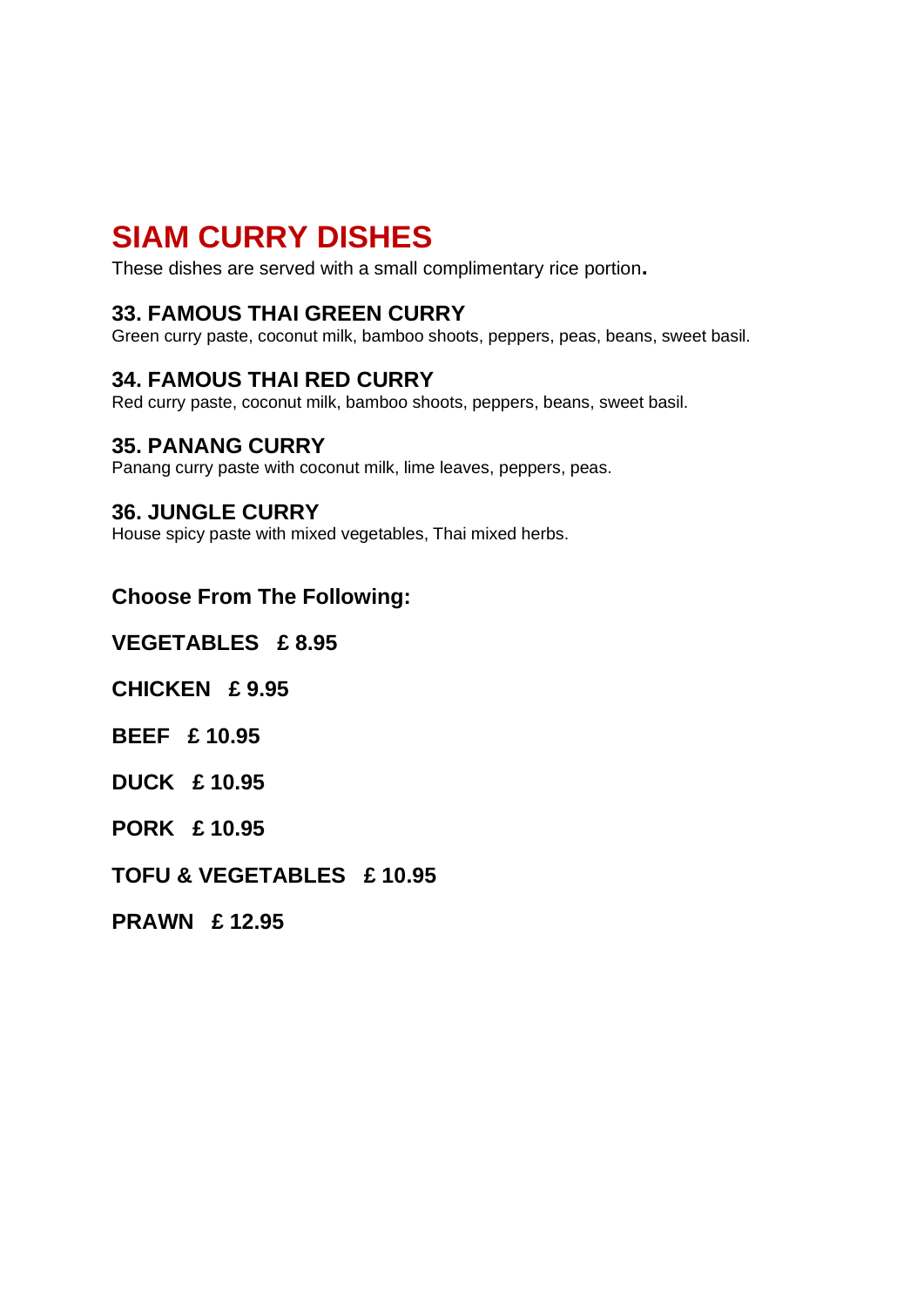# SIAM CURRY DISHES

These dishes are served with a small complimentary rice portion.

### 33. FAMOUS THAI GREEN CURRY

Green curry paste, coconut milk, bamboo shoots, peppers, peas, beans, sweet basil.

### 34. FAMOUS THAI RED CURRY

Red curry paste, coconut milk, bamboo shoots, peppers, beans, sweet basil.

### 35. PANANG CURRY

Panang curry paste with coconut milk, lime leaves, peppers, peas.

### 36. JUNGLE CURRY

House spicy paste with mixed vegetables, Thai mixed herbs.

**Choose From The Following:**

**VEGETABLES £ 8.95**

**CHICKEN £ 9.95**

**BEEF £ 10.95**

**DUCK £ 10.95**

**PORK £ 10.95**

**TOFU & VEGETABLES £ 10.95**

**PRAWN £ 12.95**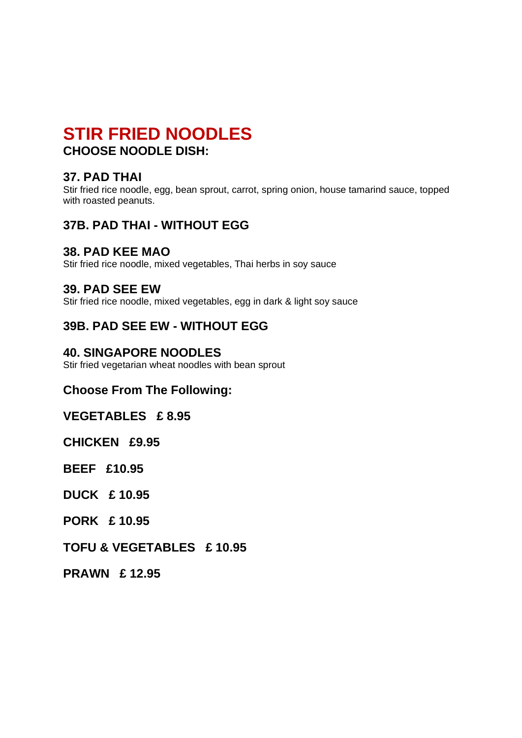# STIR FRIED NOODLES

**CHOOSE NOODLE DISH:**

### 37. PAD THAI

Stir fried rice noodle, egg, bean sprout, carrot, spring onion, house tamarind sauce, topped with roasted peanuts.

### 37B. PAD THAI - WITHOUT EGG

### 38. PAD KEE MAO

Stir fried rice noodle, mixed vegetables, Thai herbs in soy sauce

### 39. PAD SEE EW

Stir fried rice noodle, mixed vegetables, egg in dark & light soy sauce

### 39B. PAD SEE EW - WITHOUT EGG

### 40. SINGAPORE NOODLES

Stir fried vegetarian wheat noodles with bean sprout

**Choose From The Following:**

**VEGETABLES £ 8.95**

**CHICKEN £9.95**

**BEEF £10.95**

**DUCK £ 10.95**

**PORK £ 10.95**

**TOFU & VEGETABLES £ 10.95**

**PRAWN £ 12.95**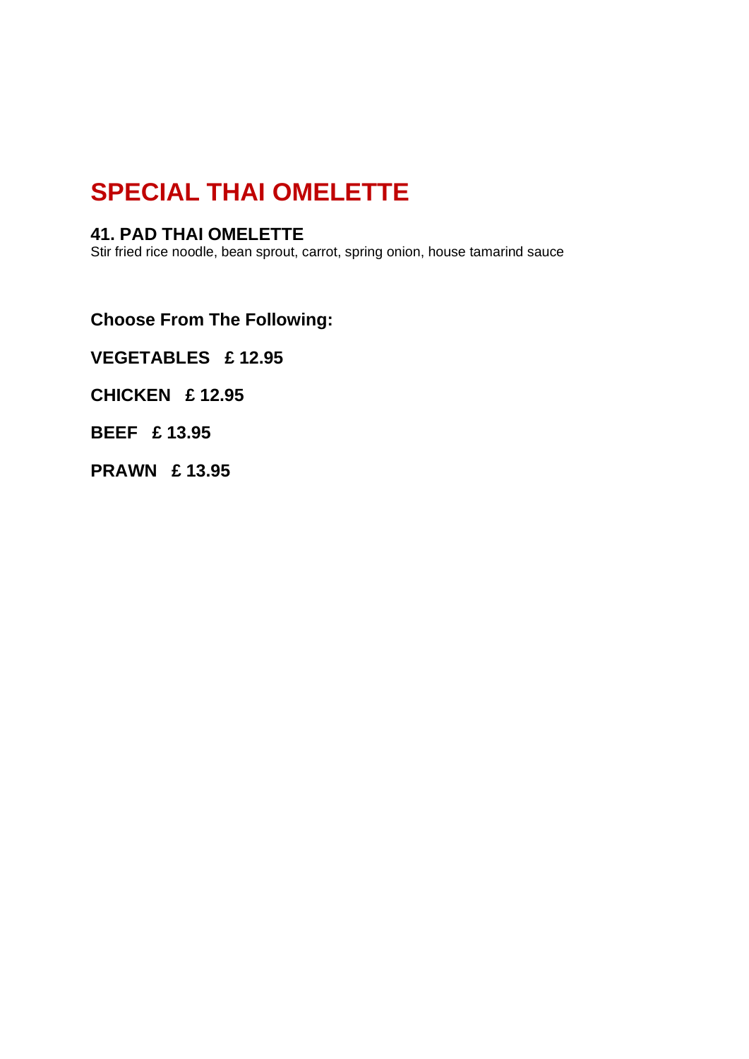# SPECIAL THAI OMELETTE

### 41. PAD THAI OMELETTE

Stir fried rice noodle, bean sprout, carrot, spring onion, house tamarind sauce

**Choose From The Following:**

**VEGETABLES £ 12.95**

**CHICKEN £ 12.95**

**BEEF £ 13.95**

**PRAWN £ 13.95**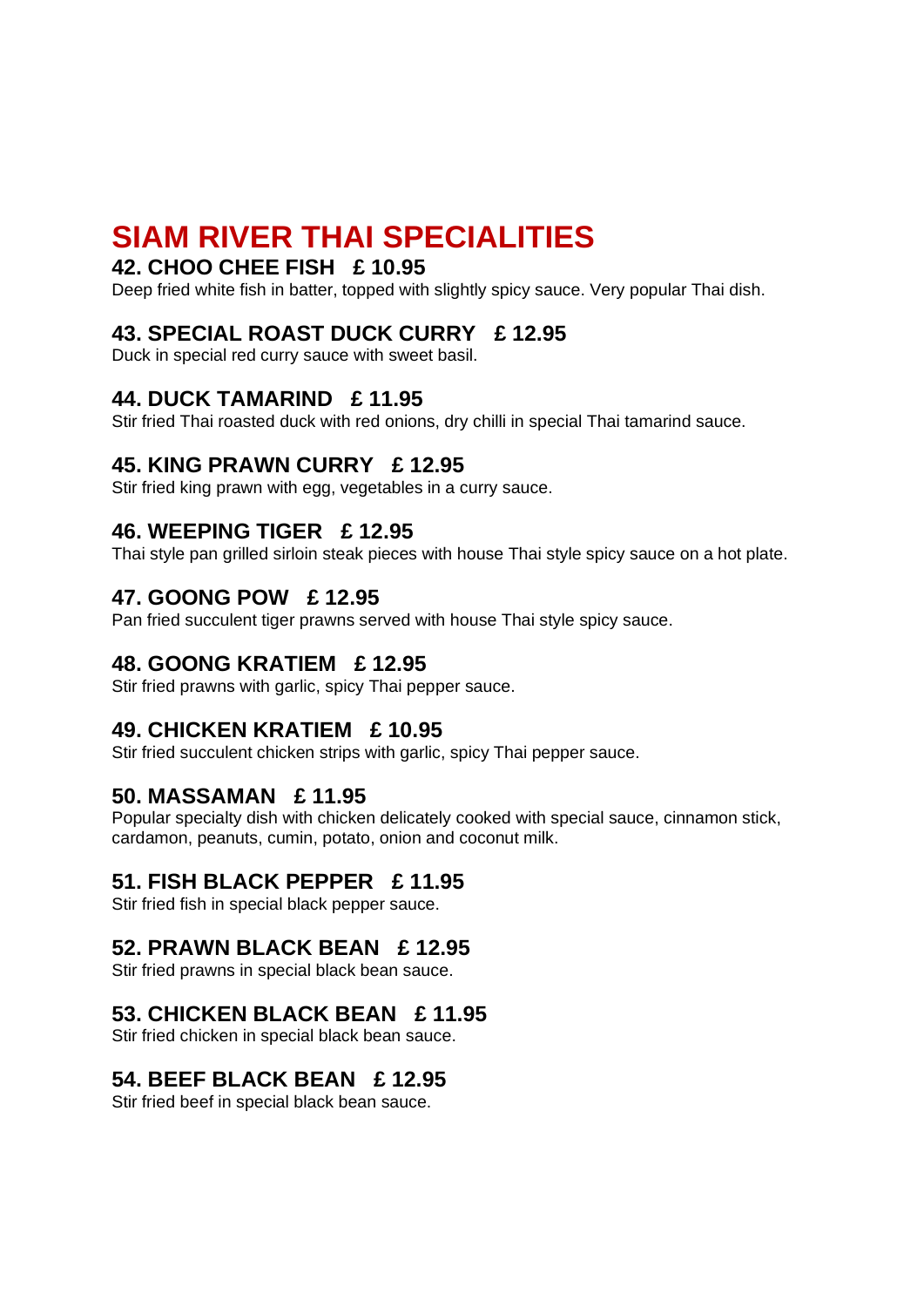# SIAM RIVER THAI SPECIALITIES

### 42. CHOO CHEE FISH £ 10.95

Deep fried white fish in batter, topped with slightly spicy sauce. Very popular Thai dish.

### 43. SPECIAL ROAST DUCK CURRY £ 12.95

Duck in special red curry sauce with sweet basil.

### 44. DUCK TAMARIND £ 11.95

Stir fried Thai roasted duck with red onions, dry chilli in special Thai tamarind sauce.

### 45. KING PRAWN CURRY £ 12.95

Stir fried king prawn with egg, vegetables in a curry sauce.

### 46. WEEPING TIGER £ 12.95

Thai style pan grilled sirloin steak pieces with house Thai style spicy sauce on a hot plate.

### 47. GOONG POW £ 12.95

Pan fried succulent tiger prawns served with house Thai style spicy sauce.

### 48. GOONG KRATIEM £ 12.95

Stir fried prawns with garlic, spicy Thai pepper sauce.

### 49. CHICKEN KRATIEM £ 10.95

Stir fried succulent chicken strips with garlic, spicy Thai pepper sauce.

### 50. MASSAMAN £ 11.95

Popular specialty dish with chicken delicately cooked with special sauce, cinnamon stick, cardamon, peanuts, cumin, potato, onion and coconut milk.

### 51. FISH BLACK PEPPER £ 11.95

Stir fried fish in special black pepper sauce.

### 52. PRAWN BLACK BEAN £ 12.95

Stir fried prawns in special black bean sauce.

### 53. CHICKEN BLACK BEAN £ 11.95

Stir fried chicken in special black bean sauce.

### 54. BEEF BLACK BEAN £ 12.95

Stir fried beef in special black bean sauce.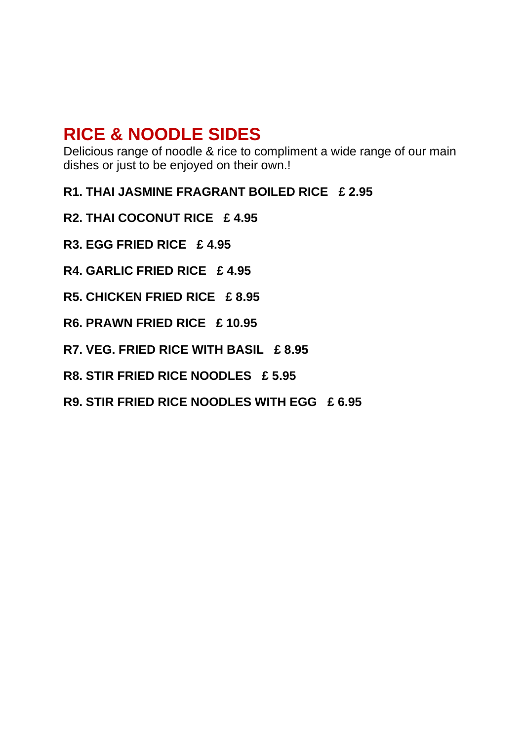## RICE & NOODLE SIDES

Delicious range of noodle & rice to compliment a wide range of our main dishes or just to be enjoyed on their own.!

**R1. THAI JASMINE FRAGRANT BOILED RICE £ 2.95**

**R2. THAI COCONUT RICE £ 4.95**

**R3. EGG FRIED RICE £ 4.95**

**R4. GARLIC FRIED RICE £ 4.95**

**R5. CHICKEN FRIED RICE £ 8.95**

**R6. PRAWN FRIED RICE £ 10.95**

**R7. VEG. FRIED RICE WITH BASIL £ 8.95**

**R8. STIR FRIED RICE NOODLES £ 5.95**

**R9. STIR FRIED RICE NOODLES WITH EGG £ 6.95**